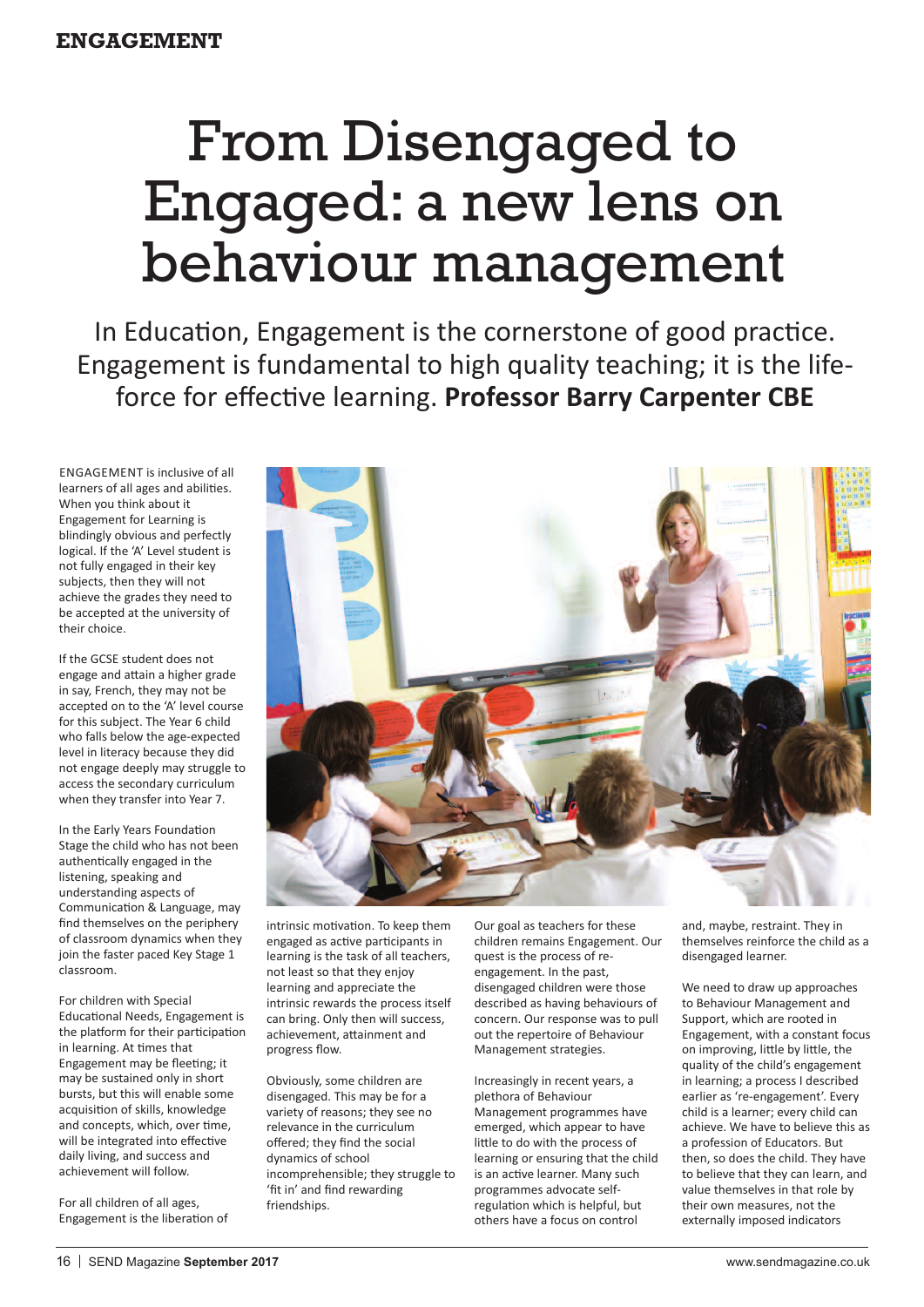# From Disengaged to Engaged: a new lens on behaviour management

In Education, Engagement is the cornerstone of good practice. Engagement is fundamental to high quality teaching; it is the life-force for effective learning. **Professor Barry Carpenter CBE**

ENGAGEMENT is inclusive of all learners of all ages and abilities. When you think about it Engagement for Learning is blindingly obvious and perfectly logical. If the 'A' Level student is not fully engaged in their key subjects, then they will not achieve the grades they need to be accepted at the university of their choice.

If the GCSE student does not engage and attain a higher grade in say, French, they may not be accepted on to the 'A' level course for this subject. The Year 6 child who falls below the age-expected level in literacy because they did not engage deeply may struggle to access the secondary curriculum when they transfer into Year 7.

In the Early Years Foundation Stage the child who has not been authentically engaged in the listening, speaking and understanding aspects of Communication & Language, may find themselves on the periphery of classroom dynamics when they join the faster paced Key Stage 1 classroom.

For children with Special Educational Needs, Engagement is the platform for their participation in learning. At times that Engagement may be fleeting; it may be sustained only in short bursts, but this will enable some acquisition of skills, knowledge and concepts, which, over time, will be integrated into effective daily living, and success and achievement will follow.

For all children of all ages, Engagement is the liberation of intrinsic motivation. To keep them engaged as active participants in learning is the task of all teachers, not least so that they enjoy learning and appreciate the intrinsic rewards the process itself can bring. Only then will success, achievement, attainment and progress flow.

Obviously, some children are disengaged. This may be for a variety of reasons; they see no relevance in the curriculum offered; they find the social dynamics of school incomprehensible; they struggle to 'fit in' and find rewarding friendships.

Our goal as teachers for these children remains Engagement. Our quest is the process of re-engagement. In the past, disengaged children were those described as having behaviours of concern. Our response was to pull out the repertoire of Behaviour Management strategies.

Increasingly in recent years, a plethora of Behaviour Management programmes have emerged, which appear to have little to do with the process of learning or ensuring that the child is an active learner. Many such programmes advocate self-regulation which is helpful, but others have a focus on control and, maybe, restraint. They in themselves reinforce the child as a disengaged learner.

We need to draw up approaches to Behaviour Management and Support, which are rooted in Engagement, with a constant focus on improving, little by little, the quality of the child's engagement in learning; a process I described earlier as 're-engagement'. Every child is a learner; every child can achieve. We have to believe this as a profession of Educators. But then, so does the child. They have to believe that they can learn, and value themselves in that role by their own measures, not the externally imposed indicators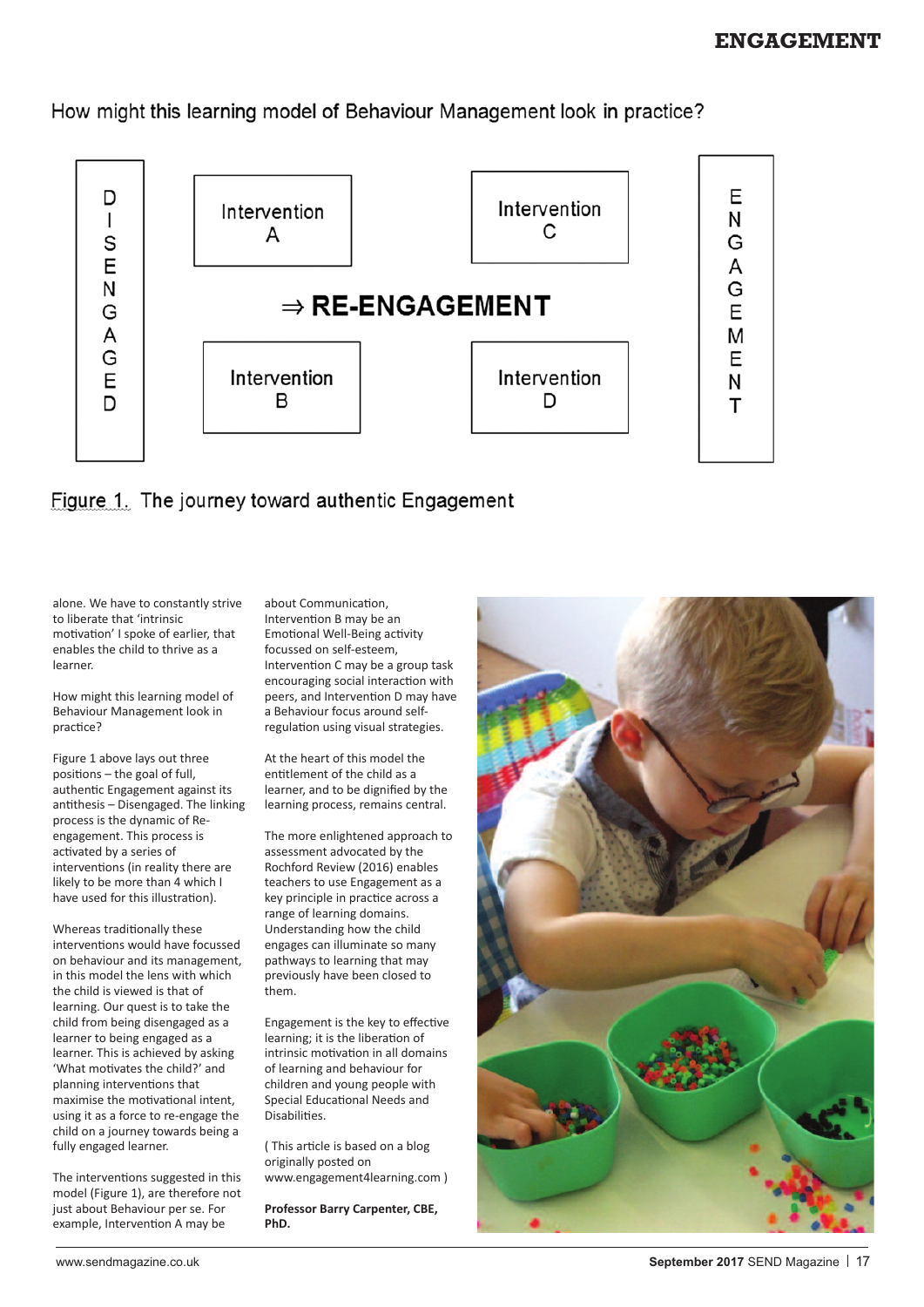How might this learning model of Behaviour Management look in practice?

DISENGAGED

Intervention A

Intervention C

⇒ RE-ENGAGEMENT

Intervention B

Intervention D

ENGAGEMENT

Figure 1. The journey toward authentic Engagement

alone. We have to constantly strive to liberate that 'intrinsic motivation' I spoke of earlier, that enables the child to thrive as a learner.

How might this learning model of Behaviour Management look in practice?

Figure 1 above lays out three positions – the goal of full, authentic Engagement against its antithesis – Disengaged. The linking process is the dynamic of Re-engagement. This process is activated by a series of interventions (in reality there are likely to be more than 4 which I have used for this illustration).

Whereas traditionally these interventions would have focussed on behaviour and its management, in this model the lens with which the child is viewed is that of learning. Our quest is to take the child from being disengaged as a learner to being engaged as a learner. This is achieved by asking 'What motivates the child?' and planning interventions that maximise the motivational intent, using it as a force to re-engage the child on a journey towards being a fully engaged learner.

The interventions suggested in this model (Figure 1), are therefore not just about Behaviour per se. For example, Intervention A may be about Communication, Intervention B may be an Emotional Well-Being activity focussed on self-esteem, Intervention C may be a group task encouraging social interaction with peers, and Intervention D may have a Behaviour focus around self-regulation using visual strategies.

At the heart of this model the entitlement of the child as a learner, and to be dignified by the learning process, remains central.

The more enlightened approach to assessment advocated by the Rochford Review (2016) enables teachers to use Engagement as a key principle in practice across a range of learning domains. Understanding how the child engages can illuminate so many pathways to learning that may previously have been closed to them.

Engagement is the key to effective learning; it is the liberation of intrinsic motivation in all domains of learning and behaviour for children and young people with Special Educational Needs and Disabilities.

( This article is based on a blog originally posted on www.engagement4learning.com )

**Professor Barry Carpenter, CBE, PhD.**